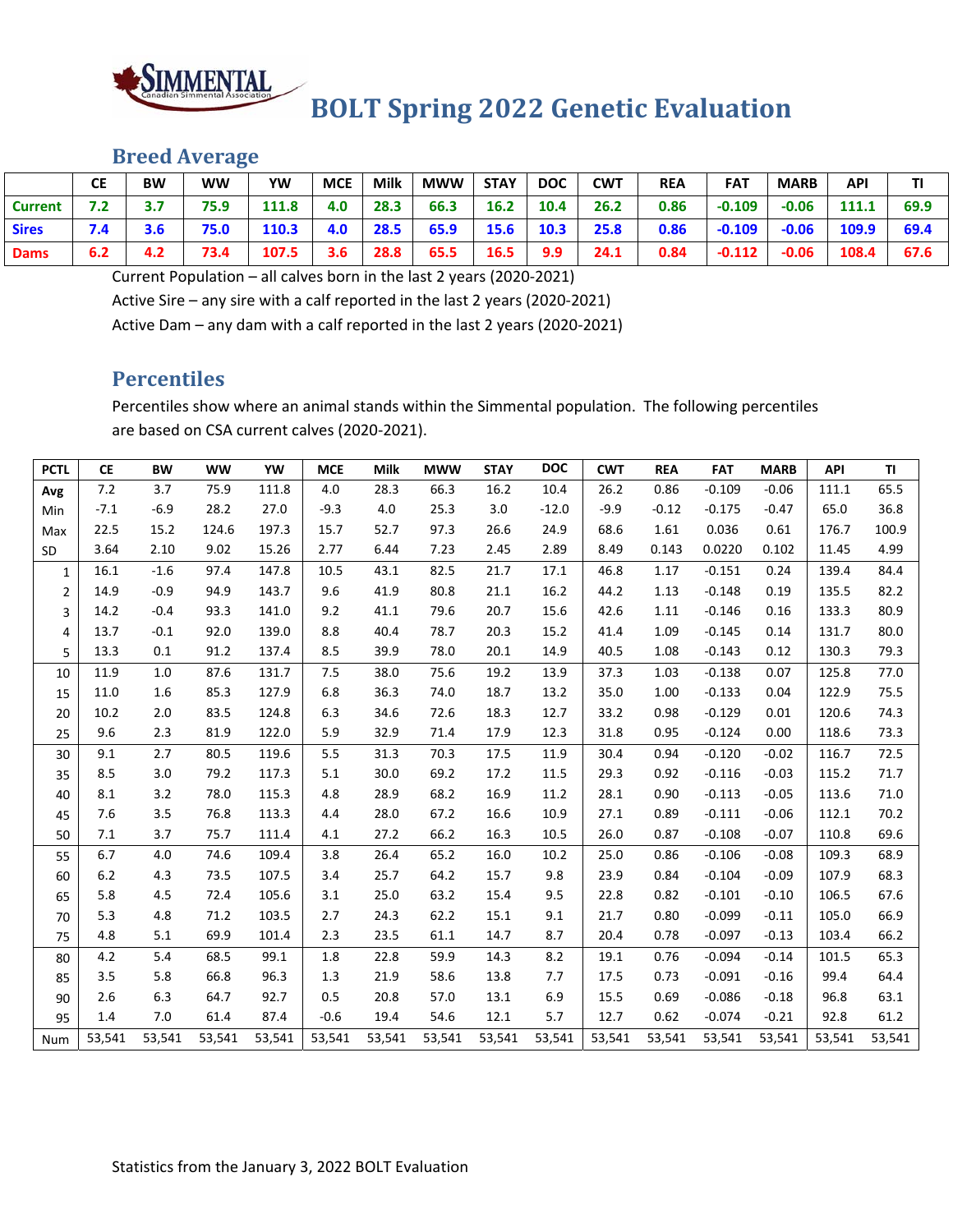# BOLT Spring 2022 Genetic Evaluation

## Breed Average

| | CE | BW | WW | YW | MCE | Milk | MWW | STAY | DOC | CWT | REA | FAT | MARB | API | TI |
|---|---|---|---|---|---|---|---|---|---|---|---|---|---|---|---|
| **Current** | 7.2 | 3.7 | 75.9 | 111.8 | 4.0 | 28.3 | 66.3 | 16.2 | 10.4 | 26.2 | 0.86 | -0.109 | -0.06 | 111.1 | 69.9 |
| **Sires** | 7.4 | 3.6 | 75.0 | 110.3 | 4.0 | 28.5 | 65.9 | 15.6 | 10.3 | 25.8 | 0.86 | -0.109 | -0.06 | 109.9 | 69.4 |
| **Dams** | 6.2 | 4.2 | 73.4 | 107.5 | 3.6 | 28.8 | 65.5 | 16.5 | 9.9 | 24.1 | 0.84 | -0.112 | -0.06 | 108.4 | 67.6 |

Current Population – all calves born in the last 2 years (2020-2021)

Active Sire – any sire with a calf reported in the last 2 years (2020-2021)

Active Dam – any dam with a calf reported in the last 2 years (2020-2021)

## Percentiles

Percentiles show where an animal stands within the Simmental population. The following percentiles are based on CSA current calves (2020-2021).

| PCTL | CE | BW | WW | YW | MCE | Milk | MWW | STAY | DOC | CWT | REA | FAT | MARB | API | TI |
|---|---|---|---|---|---|---|---|---|---|---|---|---|---|---|---|
| Avg | 7.2 | 3.7 | 75.9 | 111.8 | 4.0 | 28.3 | 66.3 | 16.2 | 10.4 | 26.2 | 0.86 | -0.109 | -0.06 | 111.1 | 65.5 |
| Min | -7.1 | -6.9 | 28.2 | 27.0 | -9.3 | 4.0 | 25.3 | 3.0 | -12.0 | -9.9 | -0.12 | -0.175 | -0.47 | 65.0 | 36.8 |
| Max | 22.5 | 15.2 | 124.6 | 197.3 | 15.7 | 52.7 | 97.3 | 26.6 | 24.9 | 68.6 | 1.61 | 0.036 | 0.61 | 176.7 | 100.9 |
| SD | 3.64 | 2.10 | 9.02 | 15.26 | 2.77 | 6.44 | 7.23 | 2.45 | 2.89 | 8.49 | 0.143 | 0.0220 | 0.102 | 11.45 | 4.99 |
| 1 | 16.1 | -1.6 | 97.4 | 147.8 | 10.5 | 43.1 | 82.5 | 21.7 | 17.1 | 46.8 | 1.17 | -0.151 | 0.24 | 139.4 | 84.4 |
| 2 | 14.9 | -0.9 | 94.9 | 143.7 | 9.6 | 41.9 | 80.8 | 21.1 | 16.2 | 44.2 | 1.13 | -0.148 | 0.19 | 135.5 | 82.2 |
| 3 | 14.2 | -0.4 | 93.3 | 141.0 | 9.2 | 41.1 | 79.6 | 20.7 | 15.6 | 42.6 | 1.11 | -0.146 | 0.16 | 133.3 | 80.9 |
| 4 | 13.7 | -0.1 | 92.0 | 139.0 | 8.8 | 40.4 | 78.7 | 20.3 | 15.2 | 41.4 | 1.09 | -0.145 | 0.14 | 131.7 | 80.0 |
| 5 | 13.3 | 0.1 | 91.2 | 137.4 | 8.5 | 39.9 | 78.0 | 20.1 | 14.9 | 40.5 | 1.08 | -0.143 | 0.12 | 130.3 | 79.3 |
| 10 | 11.9 | 1.0 | 87.6 | 131.7 | 7.5 | 38.0 | 75.6 | 19.2 | 13.9 | 37.3 | 1.03 | -0.138 | 0.07 | 125.8 | 77.0 |
| 15 | 11.0 | 1.6 | 85.3 | 127.9 | 6.8 | 36.3 | 74.0 | 18.7 | 13.2 | 35.0 | 1.00 | -0.133 | 0.04 | 122.9 | 75.5 |
| 20 | 10.2 | 2.0 | 83.5 | 124.8 | 6.3 | 34.6 | 72.6 | 18.3 | 12.7 | 33.2 | 0.98 | -0.129 | 0.01 | 120.6 | 74.3 |
| 25 | 9.6 | 2.3 | 81.9 | 122.0 | 5.9 | 32.9 | 71.4 | 17.9 | 12.3 | 31.8 | 0.95 | -0.124 | 0.00 | 118.6 | 73.3 |
| 30 | 9.1 | 2.7 | 80.5 | 119.6 | 5.5 | 31.3 | 70.3 | 17.5 | 11.9 | 30.4 | 0.94 | -0.120 | -0.02 | 116.7 | 72.5 |
| 35 | 8.5 | 3.0 | 79.2 | 117.3 | 5.1 | 30.0 | 69.2 | 17.2 | 11.5 | 29.3 | 0.92 | -0.116 | -0.03 | 115.2 | 71.7 |
| 40 | 8.1 | 3.2 | 78.0 | 115.3 | 4.8 | 28.9 | 68.2 | 16.9 | 11.2 | 28.1 | 0.90 | -0.113 | -0.05 | 113.6 | 71.0 |
| 45 | 7.6 | 3.5 | 76.8 | 113.3 | 4.4 | 28.0 | 67.2 | 16.6 | 10.9 | 27.1 | 0.89 | -0.111 | -0.06 | 112.1 | 70.2 |
| 50 | 7.1 | 3.7 | 75.7 | 111.4 | 4.1 | 27.2 | 66.2 | 16.3 | 10.5 | 26.0 | 0.87 | -0.108 | -0.07 | 110.8 | 69.6 |
| 55 | 6.7 | 4.0 | 74.6 | 109.4 | 3.8 | 26.4 | 65.2 | 16.0 | 10.2 | 25.0 | 0.86 | -0.106 | -0.08 | 109.3 | 68.9 |
| 60 | 6.2 | 4.3 | 73.5 | 107.5 | 3.4 | 25.7 | 64.2 | 15.7 | 9.8 | 23.9 | 0.84 | -0.104 | -0.09 | 107.9 | 68.3 |
| 65 | 5.8 | 4.5 | 72.4 | 105.6 | 3.1 | 25.0 | 63.2 | 15.4 | 9.5 | 22.8 | 0.82 | -0.101 | -0.10 | 106.5 | 67.6 |
| 70 | 5.3 | 4.8 | 71.2 | 103.5 | 2.7 | 24.3 | 62.2 | 15.1 | 9.1 | 21.7 | 0.80 | -0.099 | -0.11 | 105.0 | 66.9 |
| 75 | 4.8 | 5.1 | 69.9 | 101.4 | 2.3 | 23.5 | 61.1 | 14.7 | 8.7 | 20.4 | 0.78 | -0.097 | -0.13 | 103.4 | 66.2 |
| 80 | 4.2 | 5.4 | 68.5 | 99.1 | 1.8 | 22.8 | 59.9 | 14.3 | 8.2 | 19.1 | 0.76 | -0.094 | -0.14 | 101.5 | 65.3 |
| 85 | 3.5 | 5.8 | 66.8 | 96.3 | 1.3 | 21.9 | 58.6 | 13.8 | 7.7 | 17.5 | 0.73 | -0.091 | -0.16 | 99.4 | 64.4 |
| 90 | 2.6 | 6.3 | 64.7 | 92.7 | 0.5 | 20.8 | 57.0 | 13.1 | 6.9 | 15.5 | 0.69 | -0.086 | -0.18 | 96.8 | 63.1 |
| 95 | 1.4 | 7.0 | 61.4 | 87.4 | -0.6 | 19.4 | 54.6 | 12.1 | 5.7 | 12.7 | 0.62 | -0.074 | -0.21 | 92.8 | 61.2 |
| Num | 53,541 | 53,541 | 53,541 | 53,541 | 53,541 | 53,541 | 53,541 | 53,541 | 53,541 | 53,541 | 53,541 | 53,541 | 53,541 | 53,541 | 53,541 |

Statistics from the January 3, 2022 BOLT Evaluation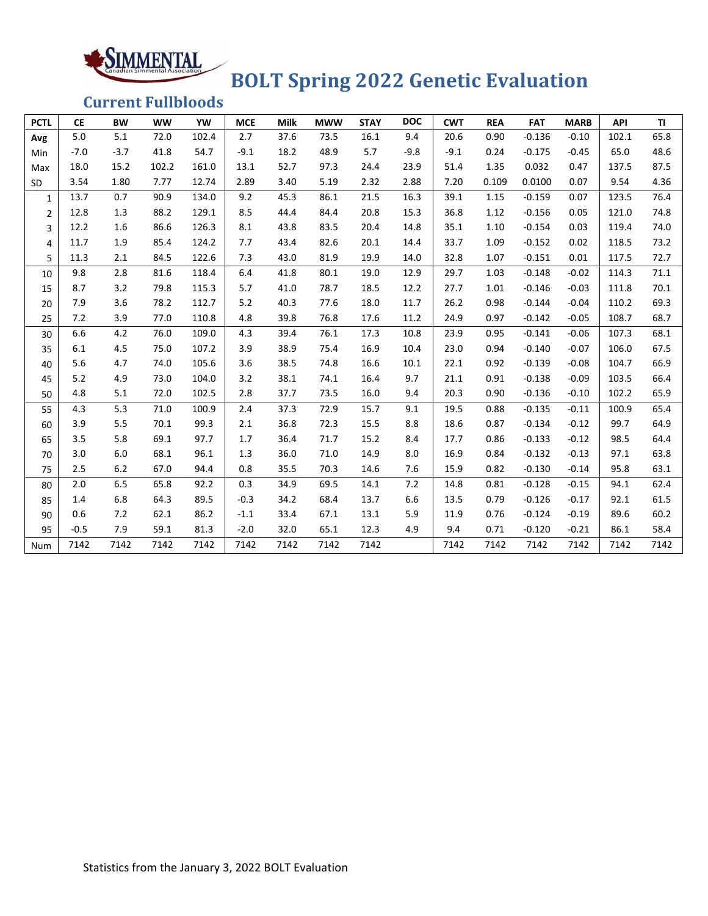# BOLT Spring 2022 Genetic Evaluation

## Current Fullbloods

| PCTL | CE | BW | WW | YW | MCE | Milk | MWW | STAY | DOC | CWT | REA | FAT | MARB | API | TI |
|---|---|---|---|---|---|---|---|---|---|---|---|---|---|---|---|
| Avg | 5.0 | 5.1 | 72.0 | 102.4 | 2.7 | 37.6 | 73.5 | 16.1 | 9.4 | 20.6 | 0.90 | -0.136 | -0.10 | 102.1 | 65.8 |
| Min | -7.0 | -3.7 | 41.8 | 54.7 | -9.1 | 18.2 | 48.9 | 5.7 | -9.8 | -9.1 | 0.24 | -0.175 | -0.45 | 65.0 | 48.6 |
| Max | 18.0 | 15.2 | 102.2 | 161.0 | 13.1 | 52.7 | 97.3 | 24.4 | 23.9 | 51.4 | 1.35 | 0.032 | 0.47 | 137.5 | 87.5 |
| SD | 3.54 | 1.80 | 7.77 | 12.74 | 2.89 | 3.40 | 5.19 | 2.32 | 2.88 | 7.20 | 0.109 | 0.0100 | 0.07 | 9.54 | 4.36 |
| 1 | 13.7 | 0.7 | 90.9 | 134.0 | 9.2 | 45.3 | 86.1 | 21.5 | 16.3 | 39.1 | 1.15 | -0.159 | 0.07 | 123.5 | 76.4 |
| 2 | 12.8 | 1.3 | 88.2 | 129.1 | 8.5 | 44.4 | 84.4 | 20.8 | 15.3 | 36.8 | 1.12 | -0.156 | 0.05 | 121.0 | 74.8 |
| 3 | 12.2 | 1.6 | 86.6 | 126.3 | 8.1 | 43.8 | 83.5 | 20.4 | 14.8 | 35.1 | 1.10 | -0.154 | 0.03 | 119.4 | 74.0 |
| 4 | 11.7 | 1.9 | 85.4 | 124.2 | 7.7 | 43.4 | 82.6 | 20.1 | 14.4 | 33.7 | 1.09 | -0.152 | 0.02 | 118.5 | 73.2 |
| 5 | 11.3 | 2.1 | 84.5 | 122.6 | 7.3 | 43.0 | 81.9 | 19.9 | 14.0 | 32.8 | 1.07 | -0.151 | 0.01 | 117.5 | 72.7 |
| 10 | 9.8 | 2.8 | 81.6 | 118.4 | 6.4 | 41.8 | 80.1 | 19.0 | 12.9 | 29.7 | 1.03 | -0.148 | -0.02 | 114.3 | 71.1 |
| 15 | 8.7 | 3.2 | 79.8 | 115.3 | 5.7 | 41.0 | 78.7 | 18.5 | 12.2 | 27.7 | 1.01 | -0.146 | -0.03 | 111.8 | 70.1 |
| 20 | 7.9 | 3.6 | 78.2 | 112.7 | 5.2 | 40.3 | 77.6 | 18.0 | 11.7 | 26.2 | 0.98 | -0.144 | -0.04 | 110.2 | 69.3 |
| 25 | 7.2 | 3.9 | 77.0 | 110.8 | 4.8 | 39.8 | 76.8 | 17.6 | 11.2 | 24.9 | 0.97 | -0.142 | -0.05 | 108.7 | 68.7 |
| 30 | 6.6 | 4.2 | 76.0 | 109.0 | 4.3 | 39.4 | 76.1 | 17.3 | 10.8 | 23.9 | 0.95 | -0.141 | -0.06 | 107.3 | 68.1 |
| 35 | 6.1 | 4.5 | 75.0 | 107.2 | 3.9 | 38.9 | 75.4 | 16.9 | 10.4 | 23.0 | 0.94 | -0.140 | -0.07 | 106.0 | 67.5 |
| 40 | 5.6 | 4.7 | 74.0 | 105.6 | 3.6 | 38.5 | 74.8 | 16.6 | 10.1 | 22.1 | 0.92 | -0.139 | -0.08 | 104.7 | 66.9 |
| 45 | 5.2 | 4.9 | 73.0 | 104.0 | 3.2 | 38.1 | 74.1 | 16.4 | 9.7 | 21.1 | 0.91 | -0.138 | -0.09 | 103.5 | 66.4 |
| 50 | 4.8 | 5.1 | 72.0 | 102.5 | 2.8 | 37.7 | 73.5 | 16.0 | 9.4 | 20.3 | 0.90 | -0.136 | -0.10 | 102.2 | 65.9 |
| 55 | 4.3 | 5.3 | 71.0 | 100.9 | 2.4 | 37.3 | 72.9 | 15.7 | 9.1 | 19.5 | 0.88 | -0.135 | -0.11 | 100.9 | 65.4 |
| 60 | 3.9 | 5.5 | 70.1 | 99.3 | 2.1 | 36.8 | 72.3 | 15.5 | 8.8 | 18.6 | 0.87 | -0.134 | -0.12 | 99.7 | 64.9 |
| 65 | 3.5 | 5.8 | 69.1 | 97.7 | 1.7 | 36.4 | 71.7 | 15.2 | 8.4 | 17.7 | 0.86 | -0.133 | -0.12 | 98.5 | 64.4 |
| 70 | 3.0 | 6.0 | 68.1 | 96.1 | 1.3 | 36.0 | 71.0 | 14.9 | 8.0 | 16.9 | 0.84 | -0.132 | -0.13 | 97.1 | 63.8 |
| 75 | 2.5 | 6.2 | 67.0 | 94.4 | 0.8 | 35.5 | 70.3 | 14.6 | 7.6 | 15.9 | 0.82 | -0.130 | -0.14 | 95.8 | 63.1 |
| 80 | 2.0 | 6.5 | 65.8 | 92.2 | 0.3 | 34.9 | 69.5 | 14.1 | 7.2 | 14.8 | 0.81 | -0.128 | -0.15 | 94.1 | 62.4 |
| 85 | 1.4 | 6.8 | 64.3 | 89.5 | -0.3 | 34.2 | 68.4 | 13.7 | 6.6 | 13.5 | 0.79 | -0.126 | -0.17 | 92.1 | 61.5 |
| 90 | 0.6 | 7.2 | 62.1 | 86.2 | -1.1 | 33.4 | 67.1 | 13.1 | 5.9 | 11.9 | 0.76 | -0.124 | -0.19 | 89.6 | 60.2 |
| 95 | -0.5 | 7.9 | 59.1 | 81.3 | -2.0 | 32.0 | 65.1 | 12.3 | 4.9 | 9.4 | 0.71 | -0.120 | -0.21 | 86.1 | 58.4 |
| Num | 7142 | 7142 | 7142 | 7142 | 7142 | 7142 | 7142 | 7142 | | 7142 | 7142 | 7142 | 7142 | 7142 | 7142 |

Statistics from the January 3, 2022 BOLT Evaluation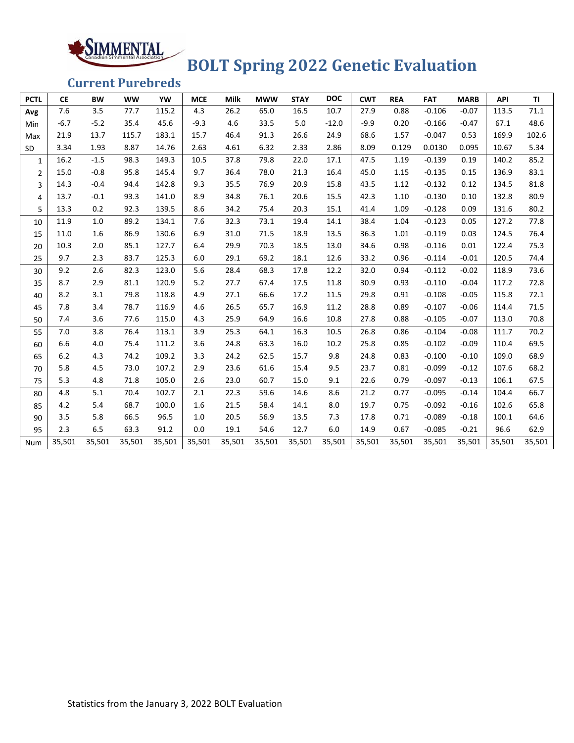# BOLT Spring 2022 Genetic Evaluation

## Current Purebreds

| PCTL | CE | BW | WW | YW | MCE | Milk | MWW | STAY | DOC | CWT | REA | FAT | MARB | API | TI |
|---|---|---|---|---|---|---|---|---|---|---|---|---|---|---|---|
| Avg | 7.6 | 3.5 | 77.7 | 115.2 | 4.3 | 26.2 | 65.0 | 16.5 | 10.7 | 27.9 | 0.88 | -0.106 | -0.07 | 113.5 | 71.1 |
| Min | -6.7 | -5.2 | 35.4 | 45.6 | -9.3 | 4.6 | 33.5 | 5.0 | -12.0 | -9.9 | 0.20 | -0.166 | -0.47 | 67.1 | 48.6 |
| Max | 21.9 | 13.7 | 115.7 | 183.1 | 15.7 | 46.4 | 91.3 | 26.6 | 24.9 | 68.6 | 1.57 | -0.047 | 0.53 | 169.9 | 102.6 |
| SD | 3.34 | 1.93 | 8.87 | 14.76 | 2.63 | 4.61 | 6.32 | 2.33 | 2.86 | 8.09 | 0.129 | 0.0130 | 0.095 | 10.67 | 5.34 |
| 1 | 16.2 | -1.5 | 98.3 | 149.3 | 10.5 | 37.8 | 79.8 | 22.0 | 17.1 | 47.5 | 1.19 | -0.139 | 0.19 | 140.2 | 85.2 |
| 2 | 15.0 | -0.8 | 95.8 | 145.4 | 9.7 | 36.4 | 78.0 | 21.3 | 16.4 | 45.0 | 1.15 | -0.135 | 0.15 | 136.9 | 83.1 |
| 3 | 14.3 | -0.4 | 94.4 | 142.8 | 9.3 | 35.5 | 76.9 | 20.9 | 15.8 | 43.5 | 1.12 | -0.132 | 0.12 | 134.5 | 81.8 |
| 4 | 13.7 | -0.1 | 93.3 | 141.0 | 8.9 | 34.8 | 76.1 | 20.6 | 15.5 | 42.3 | 1.10 | -0.130 | 0.10 | 132.8 | 80.9 |
| 5 | 13.3 | 0.2 | 92.3 | 139.5 | 8.6 | 34.2 | 75.4 | 20.3 | 15.1 | 41.4 | 1.09 | -0.128 | 0.09 | 131.6 | 80.2 |
| 10 | 11.9 | 1.0 | 89.2 | 134.1 | 7.6 | 32.3 | 73.1 | 19.4 | 14.1 | 38.4 | 1.04 | -0.123 | 0.05 | 127.2 | 77.8 |
| 15 | 11.0 | 1.6 | 86.9 | 130.6 | 6.9 | 31.0 | 71.5 | 18.9 | 13.5 | 36.3 | 1.01 | -0.119 | 0.03 | 124.5 | 76.4 |
| 20 | 10.3 | 2.0 | 85.1 | 127.7 | 6.4 | 29.9 | 70.3 | 18.5 | 13.0 | 34.6 | 0.98 | -0.116 | 0.01 | 122.4 | 75.3 |
| 25 | 9.7 | 2.3 | 83.7 | 125.3 | 6.0 | 29.1 | 69.2 | 18.1 | 12.6 | 33.2 | 0.96 | -0.114 | -0.01 | 120.5 | 74.4 |
| 30 | 9.2 | 2.6 | 82.3 | 123.0 | 5.6 | 28.4 | 68.3 | 17.8 | 12.2 | 32.0 | 0.94 | -0.112 | -0.02 | 118.9 | 73.6 |
| 35 | 8.7 | 2.9 | 81.1 | 120.9 | 5.2 | 27.7 | 67.4 | 17.5 | 11.8 | 30.9 | 0.93 | -0.110 | -0.04 | 117.2 | 72.8 |
| 40 | 8.2 | 3.1 | 79.8 | 118.8 | 4.9 | 27.1 | 66.6 | 17.2 | 11.5 | 29.8 | 0.91 | -0.108 | -0.05 | 115.8 | 72.1 |
| 45 | 7.8 | 3.4 | 78.7 | 116.9 | 4.6 | 26.5 | 65.7 | 16.9 | 11.2 | 28.8 | 0.89 | -0.107 | -0.06 | 114.4 | 71.5 |
| 50 | 7.4 | 3.6 | 77.6 | 115.0 | 4.3 | 25.9 | 64.9 | 16.6 | 10.8 | 27.8 | 0.88 | -0.105 | -0.07 | 113.0 | 70.8 |
| 55 | 7.0 | 3.8 | 76.4 | 113.1 | 3.9 | 25.3 | 64.1 | 16.3 | 10.5 | 26.8 | 0.86 | -0.104 | -0.08 | 111.7 | 70.2 |
| 60 | 6.6 | 4.0 | 75.4 | 111.2 | 3.6 | 24.8 | 63.3 | 16.0 | 10.2 | 25.8 | 0.85 | -0.102 | -0.09 | 110.4 | 69.5 |
| 65 | 6.2 | 4.3 | 74.2 | 109.2 | 3.3 | 24.2 | 62.5 | 15.7 | 9.8 | 24.8 | 0.83 | -0.100 | -0.10 | 109.0 | 68.9 |
| 70 | 5.8 | 4.5 | 73.0 | 107.2 | 2.9 | 23.6 | 61.6 | 15.4 | 9.5 | 23.7 | 0.81 | -0.099 | -0.12 | 107.6 | 68.2 |
| 75 | 5.3 | 4.8 | 71.8 | 105.0 | 2.6 | 23.0 | 60.7 | 15.0 | 9.1 | 22.6 | 0.79 | -0.097 | -0.13 | 106.1 | 67.5 |
| 80 | 4.8 | 5.1 | 70.4 | 102.7 | 2.1 | 22.3 | 59.6 | 14.6 | 8.6 | 21.2 | 0.77 | -0.095 | -0.14 | 104.4 | 66.7 |
| 85 | 4.2 | 5.4 | 68.7 | 100.0 | 1.6 | 21.5 | 58.4 | 14.1 | 8.0 | 19.7 | 0.75 | -0.092 | -0.16 | 102.6 | 65.8 |
| 90 | 3.5 | 5.8 | 66.5 | 96.5 | 1.0 | 20.5 | 56.9 | 13.5 | 7.3 | 17.8 | 0.71 | -0.089 | -0.18 | 100.1 | 64.6 |
| 95 | 2.3 | 6.5 | 63.3 | 91.2 | 0.0 | 19.1 | 54.6 | 12.7 | 6.0 | 14.9 | 0.67 | -0.085 | -0.21 | 96.6 | 62.9 |
| Num | 35,501 | 35,501 | 35,501 | 35,501 | 35,501 | 35,501 | 35,501 | 35,501 | 35,501 | 35,501 | 35,501 | 35,501 | 35,501 | 35,501 | 35,501 |

Statistics from the January 3, 2022 BOLT Evaluation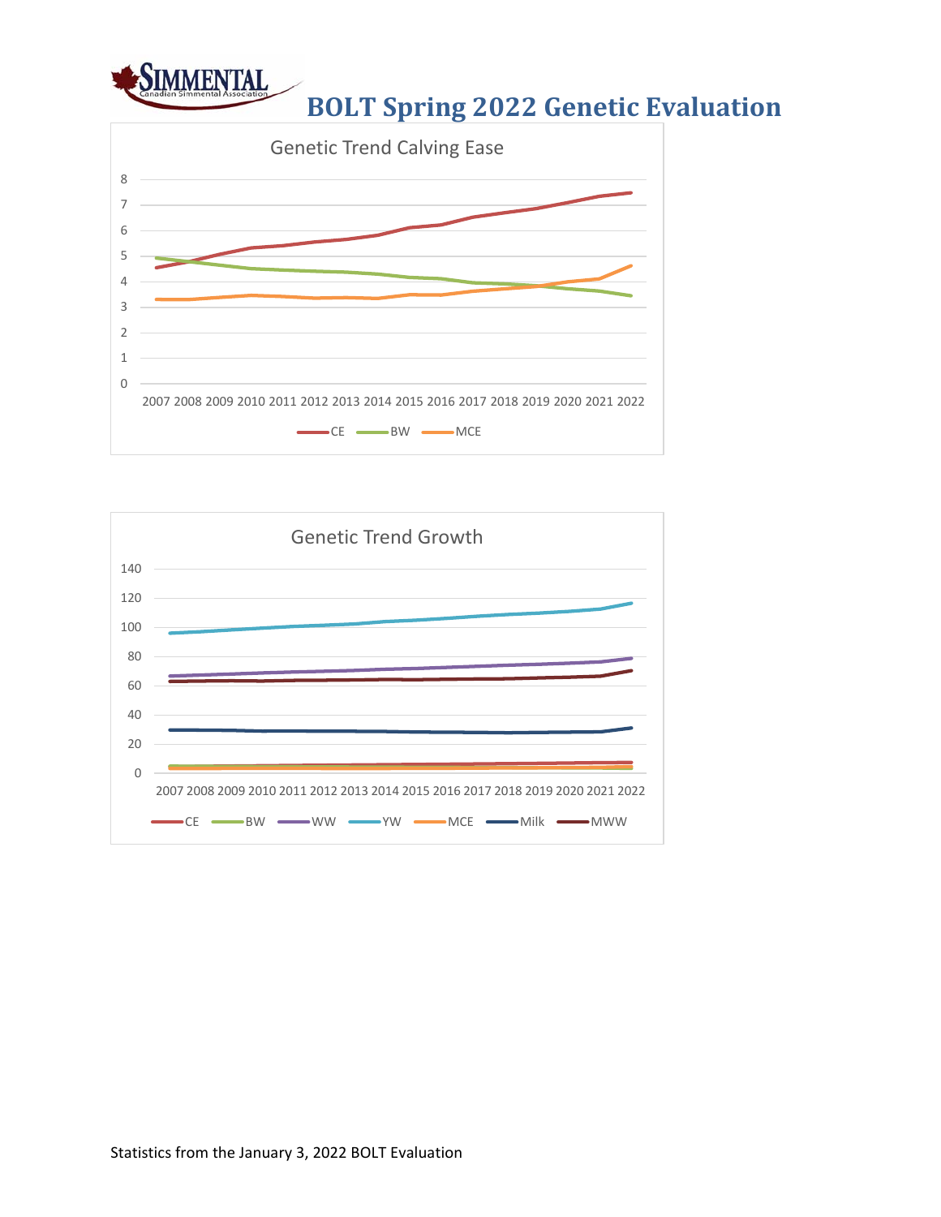# BOLT Spring 2022 Genetic Evaluation

**Genetic Trend Calving Ease**

**Genetic Trend Growth**

Statistics from the January 3, 2022 BOLT Evaluation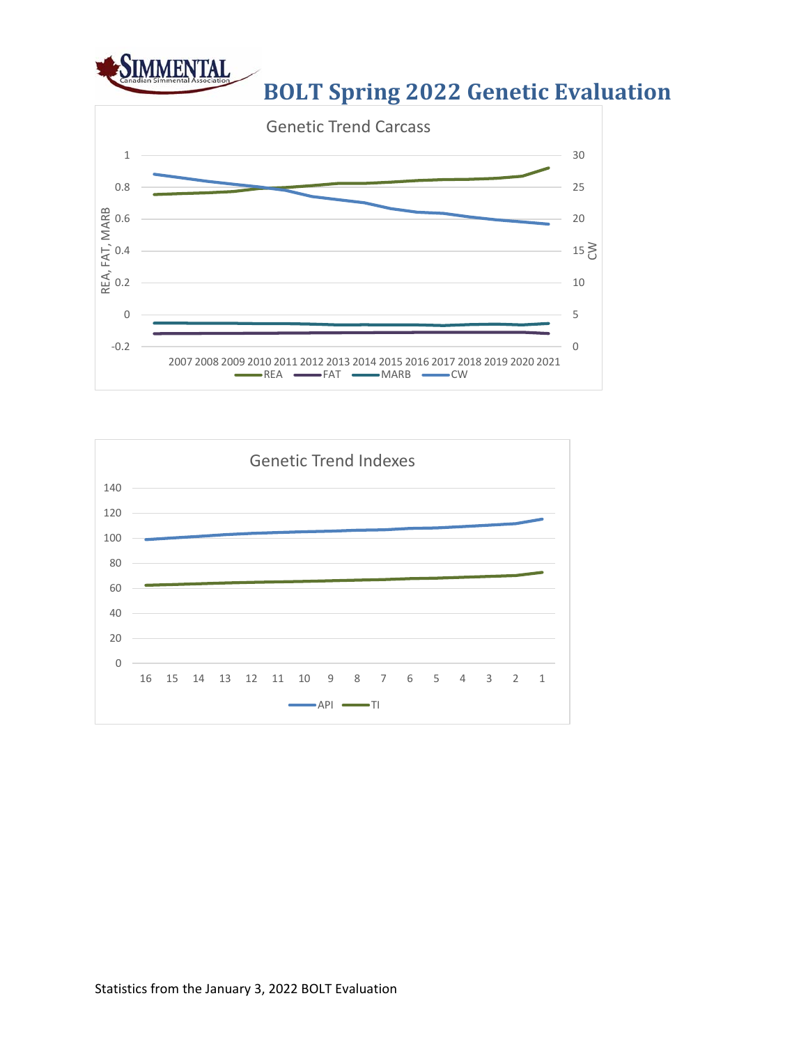# BOLT Spring 2022 Genetic Evaluation

Genetic Trend Carcass

REA, FAT, MARB

1
0.8
0.6
0.4
0.2
0
-0.2

CW

30
25
20
15
10
5
0

2007 2008 2009 2010 2011 2012 2013 2014 2015 2016 2017 2018 2019 2020 2021

REA FAT MARB CW

Genetic Trend Indexes

140
120
100
80
60
40
20
0

16 15 14 13 12 11 10 9 8 7 6 5 4 3 2 1

API TI

Statistics from the January 3, 2022 BOLT Evaluation